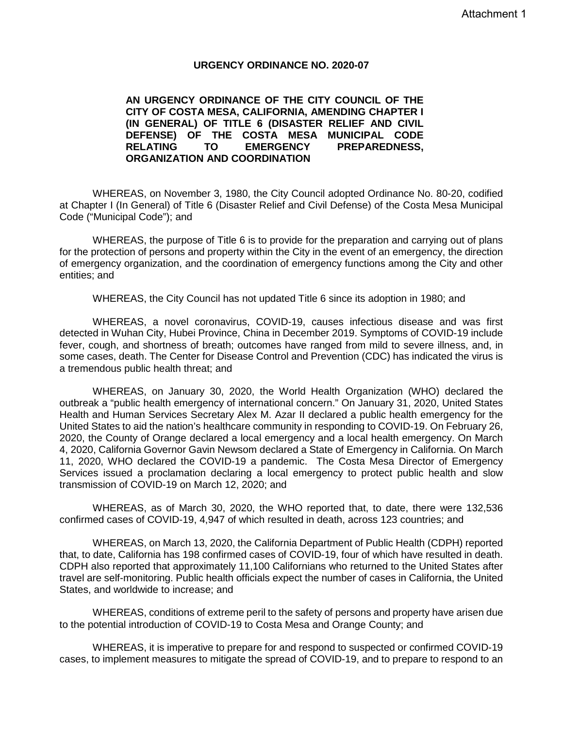Attachment 1

# URGENCY ORDINANCE NO. 2020-07

**AN URGENCY ORDINANCE OF THE CITY COUNCIL OF THE CITY OF COSTA MESA, CALIFORNIA, AMENDING CHAPTER I (IN GENERAL) OF TITLE 6 (DISASTER RELIEF AND CIVIL DEFENSE) OF THE COSTA MESA MUNICIPAL CODE RELATING TO EMERGENCY PREPAREDNESS, ORGANIZATION AND COORDINATION**

WHEREAS, on November 3, 1980, the City Council adopted Ordinance No. 80-20, codified at Chapter I (In General) of Title 6 (Disaster Relief and Civil Defense) of the Costa Mesa Municipal Code ("Municipal Code"); and

WHEREAS, the purpose of Title 6 is to provide for the preparation and carrying out of plans for the protection of persons and property within the City in the event of an emergency, the direction of emergency organization, and the coordination of emergency functions among the City and other entities; and

WHEREAS, the City Council has not updated Title 6 since its adoption in 1980; and

WHEREAS, a novel coronavirus, COVID-19, causes infectious disease and was first detected in Wuhan City, Hubei Province, China in December 2019. Symptoms of COVID-19 include fever, cough, and shortness of breath; outcomes have ranged from mild to severe illness, and, in some cases, death. The Center for Disease Control and Prevention (CDC) has indicated the virus is a tremendous public health threat; and

WHEREAS, on January 30, 2020, the World Health Organization (WHO) declared the outbreak a "public health emergency of international concern." On January 31, 2020, United States Health and Human Services Secretary Alex M. Azar II declared a public health emergency for the United States to aid the nation's healthcare community in responding to COVID-19. On February 26, 2020, the County of Orange declared a local emergency and a local health emergency. On March 4, 2020, California Governor Gavin Newsom declared a State of Emergency in California. On March 11, 2020, WHO declared the COVID-19 a pandemic. The Costa Mesa Director of Emergency Services issued a proclamation declaring a local emergency to protect public health and slow transmission of COVID-19 on March 12, 2020; and

WHEREAS, as of March 30, 2020, the WHO reported that, to date, there were 132,536 confirmed cases of COVID-19, 4,947 of which resulted in death, across 123 countries; and

WHEREAS, on March 13, 2020, the California Department of Public Health (CDPH) reported that, to date, California has 198 confirmed cases of COVID-19, four of which have resulted in death. CDPH also reported that approximately 11,100 Californians who returned to the United States after travel are self-monitoring. Public health officials expect the number of cases in California, the United States, and worldwide to increase; and

WHEREAS, conditions of extreme peril to the safety of persons and property have arisen due to the potential introduction of COVID-19 to Costa Mesa and Orange County; and

WHEREAS, it is imperative to prepare for and respond to suspected or confirmed COVID-19 cases, to implement measures to mitigate the spread of COVID-19, and to prepare to respond to an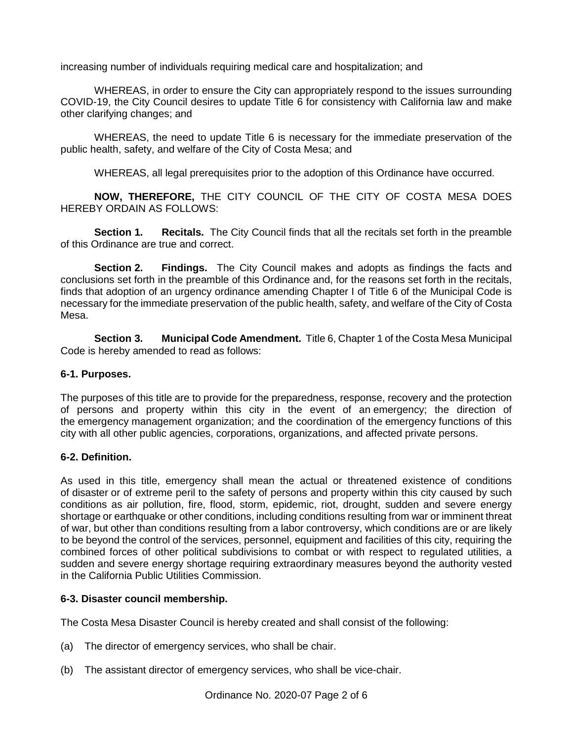increasing number of individuals requiring medical care and hospitalization; and

WHEREAS, in order to ensure the City can appropriately respond to the issues surrounding COVID-19, the City Council desires to update Title 6 for consistency with California law and make other clarifying changes; and

WHEREAS, the need to update Title 6 is necessary for the immediate preservation of the public health, safety, and welfare of the City of Costa Mesa; and

WHEREAS, all legal prerequisites prior to the adoption of this Ordinance have occurred.

**NOW, THEREFORE,** THE CITY COUNCIL OF THE CITY OF COSTA MESA DOES HEREBY ORDAIN AS FOLLOWS:

**Section 1. Recitals.** The City Council finds that all the recitals set forth in the preamble of this Ordinance are true and correct.

**Section 2. Findings.** The City Council makes and adopts as findings the facts and conclusions set forth in the preamble of this Ordinance and, for the reasons set forth in the recitals, finds that adoption of an urgency ordinance amending Chapter I of Title 6 of the Municipal Code is necessary for the immediate preservation of the public health, safety, and welfare of the City of Costa Mesa.

**Section 3. Municipal Code Amendment.** Title 6, Chapter 1 of the Costa Mesa Municipal Code is hereby amended to read as follows:

**6-1. Purposes.**

The purposes of this title are to provide for the preparedness, response, recovery and the protection of persons and property within this city in the event of an emergency; the direction of the emergency management organization; and the coordination of the emergency functions of this city with all other public agencies, corporations, organizations, and affected private persons.

**6-2. Definition.**

As used in this title, emergency shall mean the actual or threatened existence of conditions of disaster or of extreme peril to the safety of persons and property within this city caused by such conditions as air pollution, fire, flood, storm, epidemic, riot, drought, sudden and severe energy shortage or earthquake or other conditions, including conditions resulting from war or imminent threat of war, but other than conditions resulting from a labor controversy, which conditions are or are likely to be beyond the control of the services, personnel, equipment and facilities of this city, requiring the combined forces of other political subdivisions to combat or with respect to regulated utilities, a sudden and severe energy shortage requiring extraordinary measures beyond the authority vested in the California Public Utilities Commission.

**6-3. Disaster council membership.**

The Costa Mesa Disaster Council is hereby created and shall consist of the following:

(a) The director of emergency services, who shall be chair.

(b) The assistant director of emergency services, who shall be vice-chair.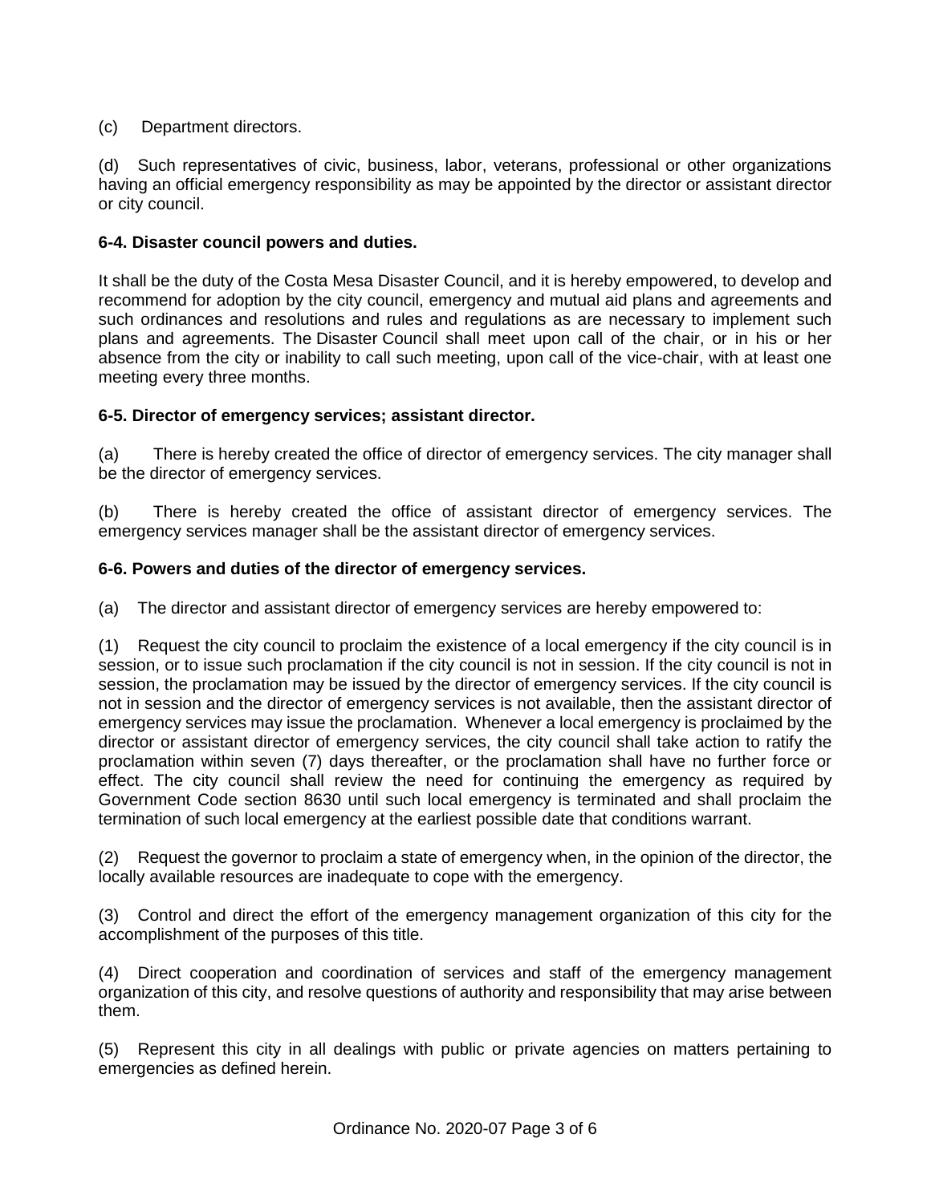(c) Department directors.

(d) Such representatives of civic, business, labor, veterans, professional or other organizations having an official emergency responsibility as may be appointed by the director or assistant director or city council.

**6-4. Disaster council powers and duties.**

It shall be the duty of the Costa Mesa Disaster Council, and it is hereby empowered, to develop and recommend for adoption by the city council, emergency and mutual aid plans and agreements and such ordinances and resolutions and rules and regulations as are necessary to implement such plans and agreements. The Disaster Council shall meet upon call of the chair, or in his or her absence from the city or inability to call such meeting, upon call of the vice-chair, with at least one meeting every three months.

**6-5. Director of emergency services; assistant director.**

(a) There is hereby created the office of director of emergency services. The city manager shall be the director of emergency services.

(b) There is hereby created the office of assistant director of emergency services. The emergency services manager shall be the assistant director of emergency services.

**6-6. Powers and duties of the director of emergency services.**

(a) The director and assistant director of emergency services are hereby empowered to:

(1) Request the city council to proclaim the existence of a local emergency if the city council is in session, or to issue such proclamation if the city council is not in session. If the city council is not in session, the proclamation may be issued by the director of emergency services. If the city council is not in session and the director of emergency services is not available, then the assistant director of emergency services may issue the proclamation. Whenever a local emergency is proclaimed by the director or assistant director of emergency services, the city council shall take action to ratify the proclamation within seven (7) days thereafter, or the proclamation shall have no further force or effect. The city council shall review the need for continuing the emergency as required by Government Code section 8630 until such local emergency is terminated and shall proclaim the termination of such local emergency at the earliest possible date that conditions warrant.

(2) Request the governor to proclaim a state of emergency when, in the opinion of the director, the locally available resources are inadequate to cope with the emergency.

(3) Control and direct the effort of the emergency management organization of this city for the accomplishment of the purposes of this title.

(4) Direct cooperation and coordination of services and staff of the emergency management organization of this city, and resolve questions of authority and responsibility that may arise between them.

(5) Represent this city in all dealings with public or private agencies on matters pertaining to emergencies as defined herein.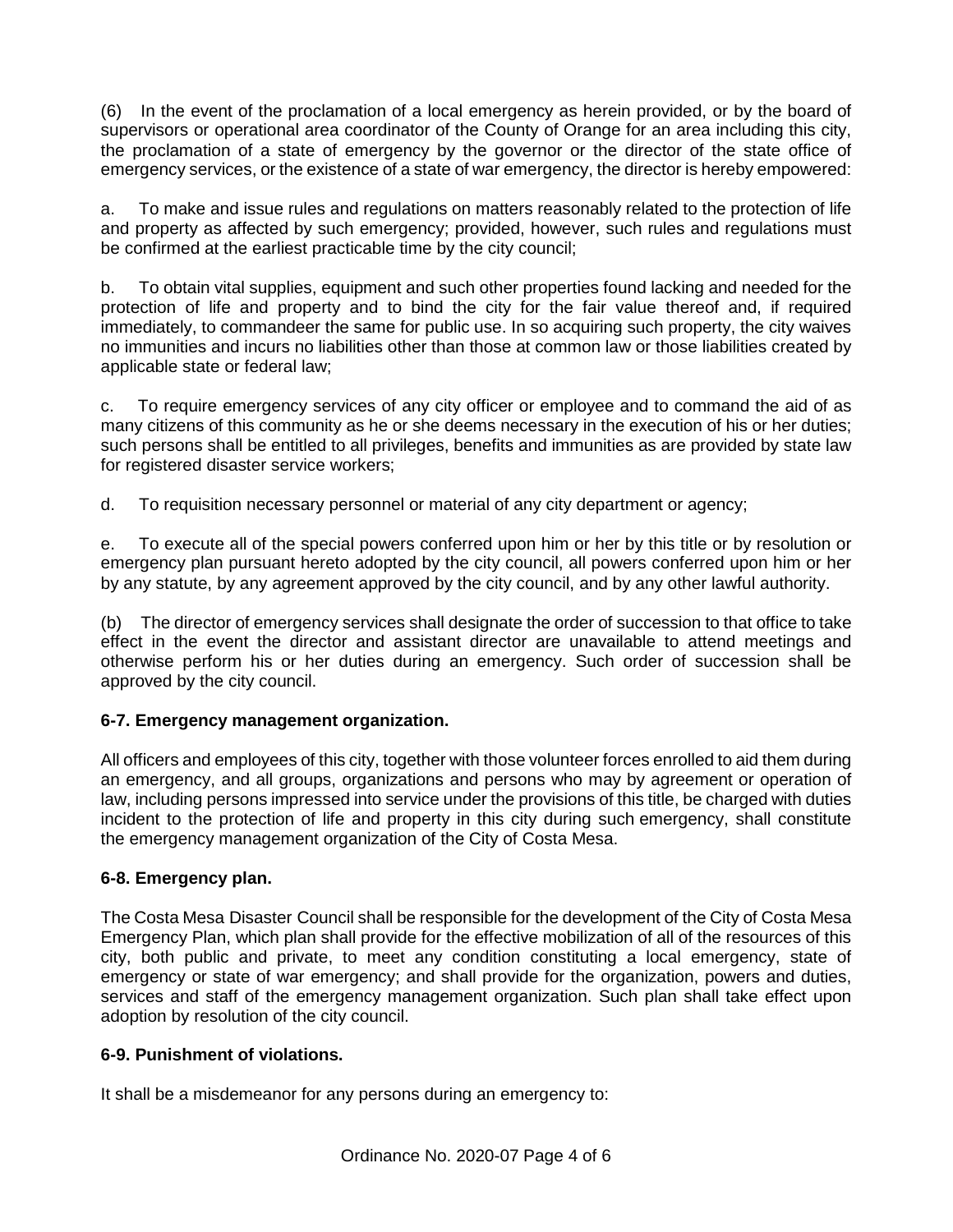(6) In the event of the proclamation of a local emergency as herein provided, or by the board of supervisors or operational area coordinator of the County of Orange for an area including this city, the proclamation of a state of emergency by the governor or the director of the state office of emergency services, or the existence of a state of war emergency, the director is hereby empowered:

a. To make and issue rules and regulations on matters reasonably related to the protection of life and property as affected by such emergency; provided, however, such rules and regulations must be confirmed at the earliest practicable time by the city council;

b. To obtain vital supplies, equipment and such other properties found lacking and needed for the protection of life and property and to bind the city for the fair value thereof and, if required immediately, to commandeer the same for public use. In so acquiring such property, the city waives no immunities and incurs no liabilities other than those at common law or those liabilities created by applicable state or federal law;

c. To require emergency services of any city officer or employee and to command the aid of as many citizens of this community as he or she deems necessary in the execution of his or her duties; such persons shall be entitled to all privileges, benefits and immunities as are provided by state law for registered disaster service workers;

d. To requisition necessary personnel or material of any city department or agency;

e. To execute all of the special powers conferred upon him or her by this title or by resolution or emergency plan pursuant hereto adopted by the city council, all powers conferred upon him or her by any statute, by any agreement approved by the city council, and by any other lawful authority.

(b) The director of emergency services shall designate the order of succession to that office to take effect in the event the director and assistant director are unavailable to attend meetings and otherwise perform his or her duties during an emergency. Such order of succession shall be approved by the city council.

**6-7. Emergency management organization.**

All officers and employees of this city, together with those volunteer forces enrolled to aid them during an emergency, and all groups, organizations and persons who may by agreement or operation of law, including persons impressed into service under the provisions of this title, be charged with duties incident to the protection of life and property in this city during such emergency, shall constitute the emergency management organization of the City of Costa Mesa.

**6-8. Emergency plan.**

The Costa Mesa Disaster Council shall be responsible for the development of the City of Costa Mesa Emergency Plan, which plan shall provide for the effective mobilization of all of the resources of this city, both public and private, to meet any condition constituting a local emergency, state of emergency or state of war emergency; and shall provide for the organization, powers and duties, services and staff of the emergency management organization. Such plan shall take effect upon adoption by resolution of the city council.

**6-9. Punishment of violations.**

It shall be a misdemeanor for any persons during an emergency to: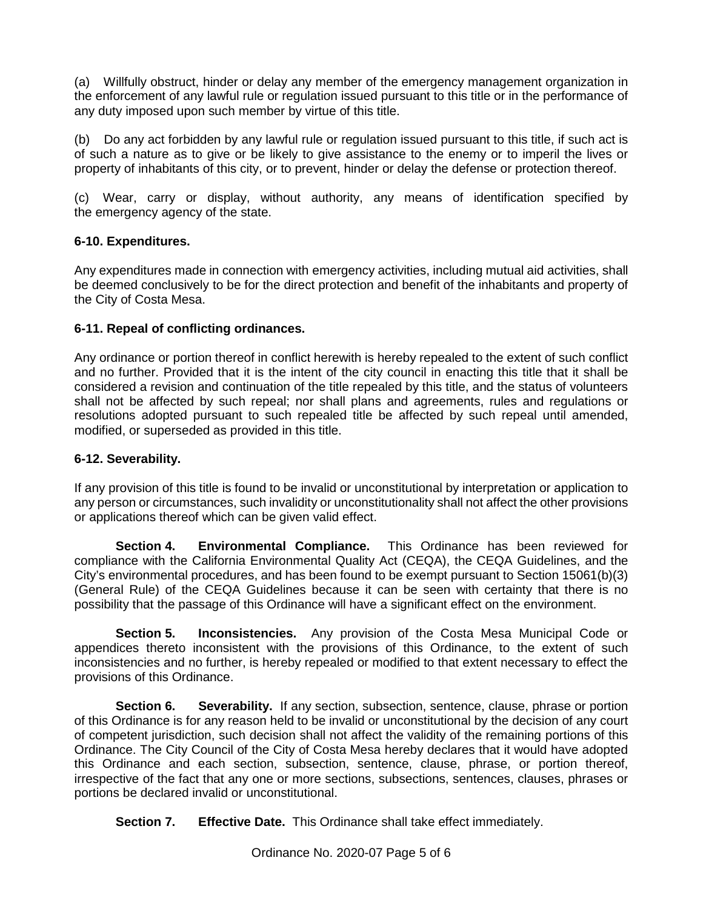(a) Willfully obstruct, hinder or delay any member of the emergency management organization in the enforcement of any lawful rule or regulation issued pursuant to this title or in the performance of any duty imposed upon such member by virtue of this title.

(b) Do any act forbidden by any lawful rule or regulation issued pursuant to this title, if such act is of such a nature as to give or be likely to give assistance to the enemy or to imperil the lives or property of inhabitants of this city, or to prevent, hinder or delay the defense or protection thereof.

(c) Wear, carry or display, without authority, any means of identification specified by the emergency agency of the state.

**6-10. Expenditures.**

Any expenditures made in connection with emergency activities, including mutual aid activities, shall be deemed conclusively to be for the direct protection and benefit of the inhabitants and property of the City of Costa Mesa.

**6-11. Repeal of conflicting ordinances.**

Any ordinance or portion thereof in conflict herewith is hereby repealed to the extent of such conflict and no further. Provided that it is the intent of the city council in enacting this title that it shall be considered a revision and continuation of the title repealed by this title, and the status of volunteers shall not be affected by such repeal; nor shall plans and agreements, rules and regulations or resolutions adopted pursuant to such repealed title be affected by such repeal until amended, modified, or superseded as provided in this title.

**6-12. Severability.**

If any provision of this title is found to be invalid or unconstitutional by interpretation or application to any person or circumstances, such invalidity or unconstitutionality shall not affect the other provisions or applications thereof which can be given valid effect.

**Section 4. Environmental Compliance.** This Ordinance has been reviewed for compliance with the California Environmental Quality Act (CEQA), the CEQA Guidelines, and the City's environmental procedures, and has been found to be exempt pursuant to Section 15061(b)(3) (General Rule) of the CEQA Guidelines because it can be seen with certainty that there is no possibility that the passage of this Ordinance will have a significant effect on the environment.

**Section 5. Inconsistencies.** Any provision of the Costa Mesa Municipal Code or appendices thereto inconsistent with the provisions of this Ordinance, to the extent of such inconsistencies and no further, is hereby repealed or modified to that extent necessary to effect the provisions of this Ordinance.

**Section 6. Severability.** If any section, subsection, sentence, clause, phrase or portion of this Ordinance is for any reason held to be invalid or unconstitutional by the decision of any court of competent jurisdiction, such decision shall not affect the validity of the remaining portions of this Ordinance. The City Council of the City of Costa Mesa hereby declares that it would have adopted this Ordinance and each section, subsection, sentence, clause, phrase, or portion thereof, irrespective of the fact that any one or more sections, subsections, sentences, clauses, phrases or portions be declared invalid or unconstitutional.

**Section 7. Effective Date.** This Ordinance shall take effect immediately.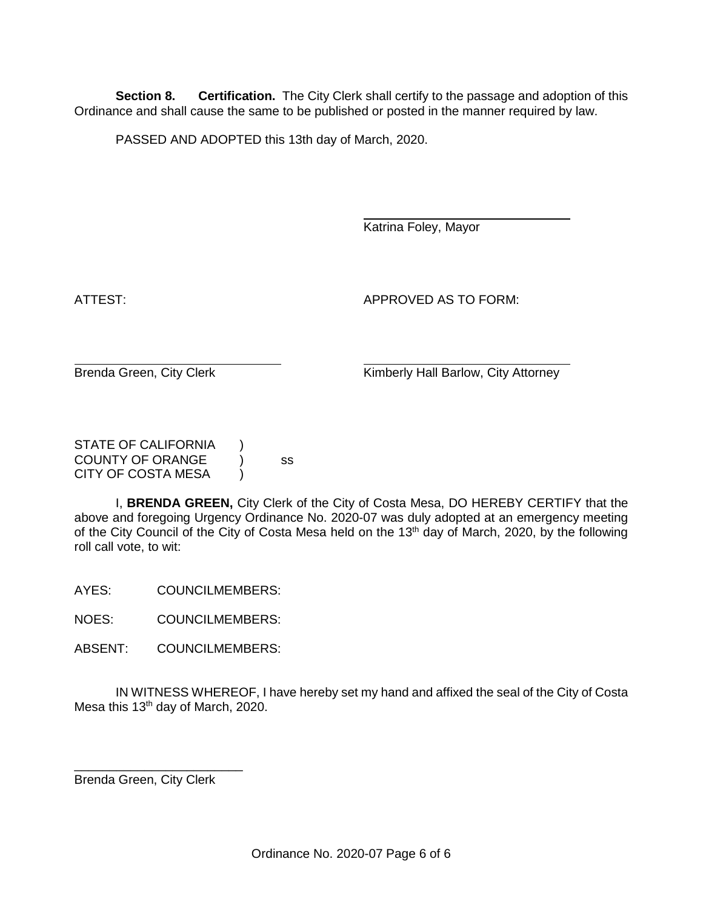**Section 8. Certification.** The City Clerk shall certify to the passage and adoption of this Ordinance and shall cause the same to be published or posted in the manner required by law.

PASSED AND ADOPTED this 13th day of March, 2020.

Katrina Foley, Mayor

ATTEST:

Brenda Green, City Clerk

APPROVED AS TO FORM:

Kimberly Hall Barlow, City Attorney

STATE OF CALIFORNIA )
COUNTY OF ORANGE ) ss
CITY OF COSTA MESA )

I, **BRENDA GREEN,** City Clerk of the City of Costa Mesa, DO HEREBY CERTIFY that the above and foregoing Urgency Ordinance No. 2020-07 was duly adopted at an emergency meeting of the City Council of the City of Costa Mesa held on the 13th day of March, 2020, by the following roll call vote, to wit:

AYES: COUNCILMEMBERS:

NOES: COUNCILMEMBERS:

ABSENT: COUNCILMEMBERS:

IN WITNESS WHEREOF, I have hereby set my hand and affixed the seal of the City of Costa Mesa this 13th day of March, 2020.

________________________
Brenda Green, City Clerk